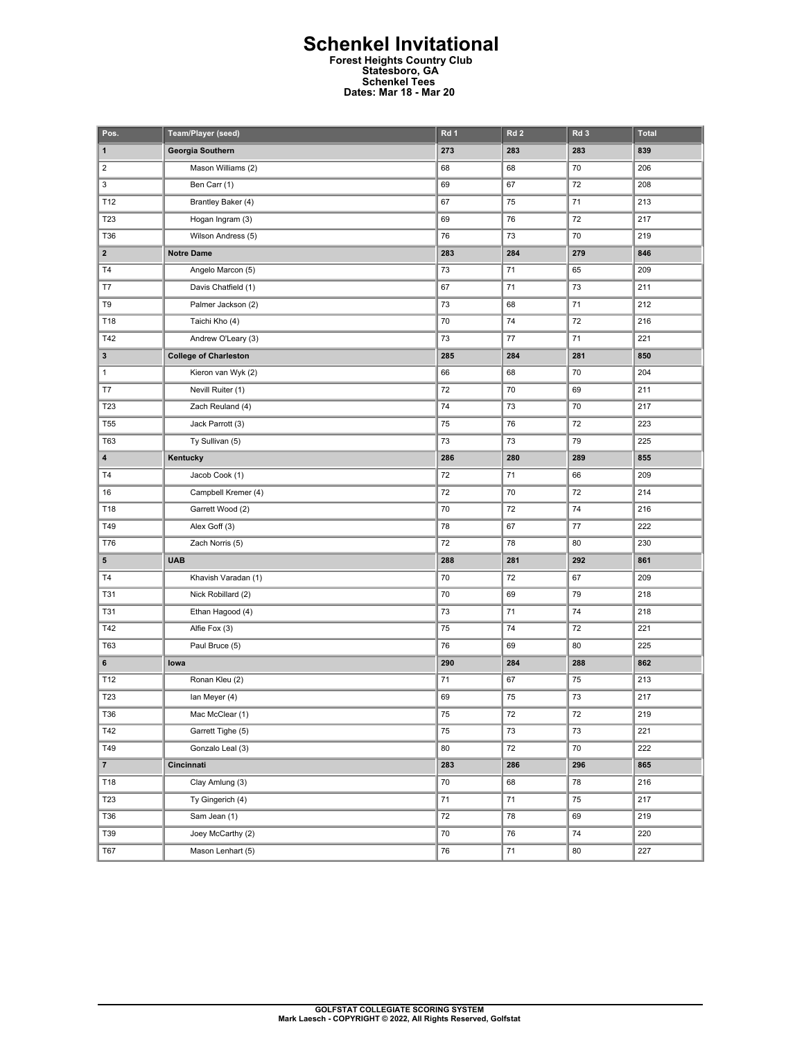# Schenkel Invitational

**Forest Heights Country Club**
**Statesboro, GA**
**Schenkel Tees**
**Dates: Mar 18 - Mar 20**

| Pos. | Team/Player (seed) | Rd 1 | Rd 2 | Rd 3 | Total |
|---|---|---|---|---|---|
| **1** | **Georgia Southern** | **273** | **283** | **283** | **839** |
| 2 | Mason Williams (2) | 68 | 68 | 70 | 206 |
| 3 | Ben Carr (1) | 69 | 67 | 72 | 208 |
| T12 | Brantley Baker (4) | 67 | 75 | 71 | 213 |
| T23 | Hogan Ingram (3) | 69 | 76 | 72 | 217 |
| T36 | Wilson Andress (5) | 76 | 73 | 70 | 219 |
| **2** | **Notre Dame** | **283** | **284** | **279** | **846** |
| T4 | Angelo Marcon (5) | 73 | 71 | 65 | 209 |
| T7 | Davis Chatfield (1) | 67 | 71 | 73 | 211 |
| T9 | Palmer Jackson (2) | 73 | 68 | 71 | 212 |
| T18 | Taichi Kho (4) | 70 | 74 | 72 | 216 |
| T42 | Andrew O'Leary (3) | 73 | 77 | 71 | 221 |
| **3** | **College of Charleston** | **285** | **284** | **281** | **850** |
| 1 | Kieron van Wyk (2) | 66 | 68 | 70 | 204 |
| T7 | Nevill Ruiter (1) | 72 | 70 | 69 | 211 |
| T23 | Zach Reuland (4) | 74 | 73 | 70 | 217 |
| T55 | Jack Parrott (3) | 75 | 76 | 72 | 223 |
| T63 | Ty Sullivan (5) | 73 | 73 | 79 | 225 |
| **4** | **Kentucky** | **286** | **280** | **289** | **855** |
| T4 | Jacob Cook (1) | 72 | 71 | 66 | 209 |
| 16 | Campbell Kremer (4) | 72 | 70 | 72 | 214 |
| T18 | Garrett Wood (2) | 70 | 72 | 74 | 216 |
| T49 | Alex Goff (3) | 78 | 67 | 77 | 222 |
| T76 | Zach Norris (5) | 72 | 78 | 80 | 230 |
| **5** | **UAB** | **288** | **281** | **292** | **861** |
| T4 | Khavish Varadan (1) | 70 | 72 | 67 | 209 |
| T31 | Nick Robillard (2) | 70 | 69 | 79 | 218 |
| T31 | Ethan Hagood (4) | 73 | 71 | 74 | 218 |
| T42 | Alfie Fox (3) | 75 | 74 | 72 | 221 |
| T63 | Paul Bruce (5) | 76 | 69 | 80 | 225 |
| **6** | **Iowa** | **290** | **284** | **288** | **862** |
| T12 | Ronan Kleu (2) | 71 | 67 | 75 | 213 |
| T23 | Ian Meyer (4) | 69 | 75 | 73 | 217 |
| T36 | Mac McClear (1) | 75 | 72 | 72 | 219 |
| T42 | Garrett Tighe (5) | 75 | 73 | 73 | 221 |
| T49 | Gonzalo Leal (3) | 80 | 72 | 70 | 222 |
| **7** | **Cincinnati** | **283** | **286** | **296** | **865** |
| T18 | Clay Amlung (3) | 70 | 68 | 78 | 216 |
| T23 | Ty Gingerich (4) | 71 | 71 | 75 | 217 |
| T36 | Sam Jean (1) | 72 | 78 | 69 | 219 |
| T39 | Joey McCarthy (2) | 70 | 76 | 74 | 220 |
| T67 | Mason Lenhart (5) | 76 | 71 | 80 | 227 |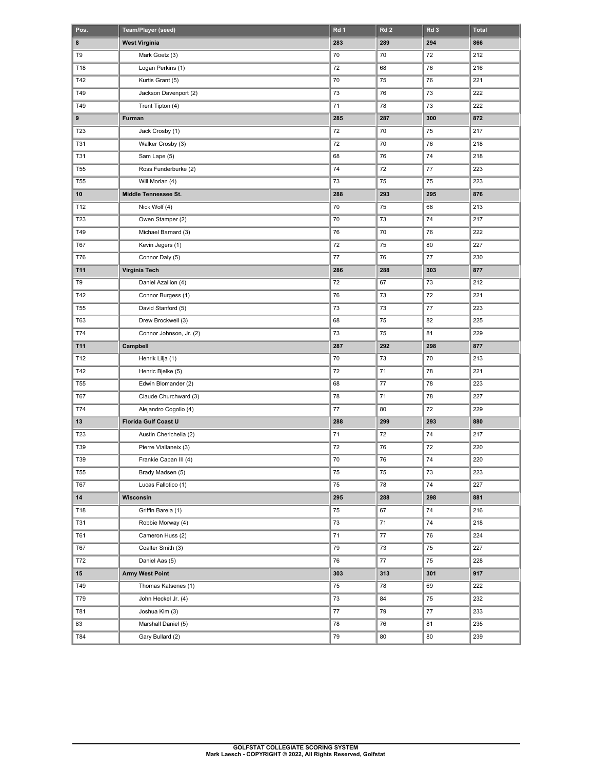| Pos. | Team/Player (seed) | Rd 1 | Rd 2 | Rd 3 | Total |
|---|---|---|---|---|---|
| **8** | **West Virginia** | **283** | **289** | **294** | **866** |
| T9 | Mark Goetz (3) | 70 | 70 | 72 | 212 |
| T18 | Logan Perkins (1) | 72 | 68 | 76 | 216 |
| T42 | Kurtis Grant (5) | 70 | 75 | 76 | 221 |
| T49 | Jackson Davenport (2) | 73 | 76 | 73 | 222 |
| T49 | Trent Tipton (4) | 71 | 78 | 73 | 222 |
| **9** | **Furman** | **285** | **287** | **300** | **872** |
| T23 | Jack Crosby (1) | 72 | 70 | 75 | 217 |
| T31 | Walker Crosby (3) | 72 | 70 | 76 | 218 |
| T31 | Sam Lape (5) | 68 | 76 | 74 | 218 |
| T55 | Ross Funderburke (2) | 74 | 72 | 77 | 223 |
| T55 | Will Morlan (4) | 73 | 75 | 75 | 223 |
| **10** | **Middle Tennessee St.** | **288** | **293** | **295** | **876** |
| T12 | Nick Wolf (4) | 70 | 75 | 68 | 213 |
| T23 | Owen Stamper (2) | 70 | 73 | 74 | 217 |
| T49 | Michael Barnard (3) | 76 | 70 | 76 | 222 |
| T67 | Kevin Jegers (1) | 72 | 75 | 80 | 227 |
| T76 | Connor Daly (5) | 77 | 76 | 77 | 230 |
| **T11** | **Virginia Tech** | **286** | **288** | **303** | **877** |
| T9 | Daniel Azallion (4) | 72 | 67 | 73 | 212 |
| T42 | Connor Burgess (1) | 76 | 73 | 72 | 221 |
| T55 | David Stanford (5) | 73 | 73 | 77 | 223 |
| T63 | Drew Brockwell (3) | 68 | 75 | 82 | 225 |
| T74 | Connor Johnson, Jr. (2) | 73 | 75 | 81 | 229 |
| **T11** | **Campbell** | **287** | **292** | **298** | **877** |
| T12 | Henrik Lilja (1) | 70 | 73 | 70 | 213 |
| T42 | Henric Bjelke (5) | 72 | 71 | 78 | 221 |
| T55 | Edwin Blomander (2) | 68 | 77 | 78 | 223 |
| T67 | Claude Churchward (3) | 78 | 71 | 78 | 227 |
| T74 | Alejandro Cogollo (4) | 77 | 80 | 72 | 229 |
| **13** | **Florida Gulf Coast U** | **288** | **299** | **293** | **880** |
| T23 | Austin Cherichella (2) | 71 | 72 | 74 | 217 |
| T39 | Pierre Viallaneix (3) | 72 | 76 | 72 | 220 |
| T39 | Frankie Capan III (4) | 70 | 76 | 74 | 220 |
| T55 | Brady Madsen (5) | 75 | 75 | 73 | 223 |
| T67 | Lucas Fallotico (1) | 75 | 78 | 74 | 227 |
| **14** | **Wisconsin** | **295** | **288** | **298** | **881** |
| T18 | Griffin Barela (1) | 75 | 67 | 74 | 216 |
| T31 | Robbie Morway (4) | 73 | 71 | 74 | 218 |
| T61 | Cameron Huss (2) | 71 | 77 | 76 | 224 |
| T67 | Coalter Smith (3) | 79 | 73 | 75 | 227 |
| T72 | Daniel Aas (5) | 76 | 77 | 75 | 228 |
| **15** | **Army West Point** | **303** | **313** | **301** | **917** |
| T49 | Thomas Katsenes (1) | 75 | 78 | 69 | 222 |
| T79 | John Heckel Jr. (4) | 73 | 84 | 75 | 232 |
| T81 | Joshua Kim (3) | 77 | 79 | 77 | 233 |
| 83 | Marshall Daniel (5) | 78 | 76 | 81 | 235 |
| T84 | Gary Bullard (2) | 79 | 80 | 80 | 239 |

**GOLFSTAT COLLEGIATE SCORING SYSTEM**
**Mark Laesch - COPYRIGHT © 2022, All Rights Reserved, Golfstat**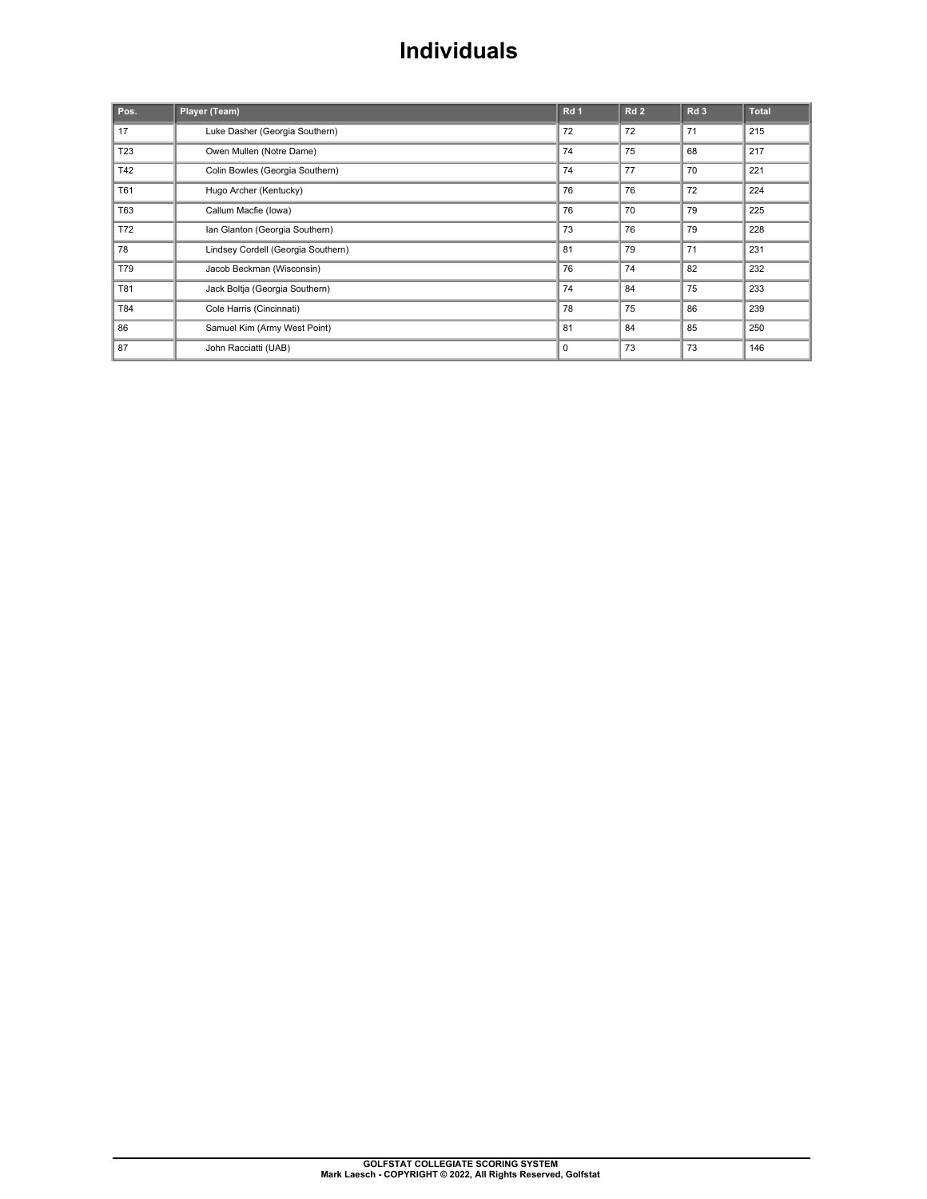# Individuals

| Pos. | Player (Team) | Rd 1 | Rd 2 | Rd 3 | Total |
|---|---|---|---|---|---|
| 17 | Luke Dasher (Georgia Southern) | 72 | 72 | 71 | 215 |
| T23 | Owen Mullen (Notre Dame) | 74 | 75 | 68 | 217 |
| T42 | Colin Bowles (Georgia Southern) | 74 | 77 | 70 | 221 |
| T61 | Hugo Archer (Kentucky) | 76 | 76 | 72 | 224 |
| T63 | Callum Macfie (Iowa) | 76 | 70 | 79 | 225 |
| T72 | Ian Glanton (Georgia Southern) | 73 | 76 | 79 | 228 |
| 78 | Lindsey Cordell (Georgia Southern) | 81 | 79 | 71 | 231 |
| T79 | Jacob Beckman (Wisconsin) | 76 | 74 | 82 | 232 |
| T81 | Jack Boltja (Georgia Southern) | 74 | 84 | 75 | 233 |
| T84 | Cole Harris (Cincinnati) | 78 | 75 | 86 | 239 |
| 86 | Samuel Kim (Army West Point) | 81 | 84 | 85 | 250 |
| 87 | John Racciatti (UAB) | 0 | 73 | 73 | 146 |

GOLFSTAT COLLEGIATE SCORING SYSTEM
Mark Laesch - COPYRIGHT © 2022, All Rights Reserved, Golfstat